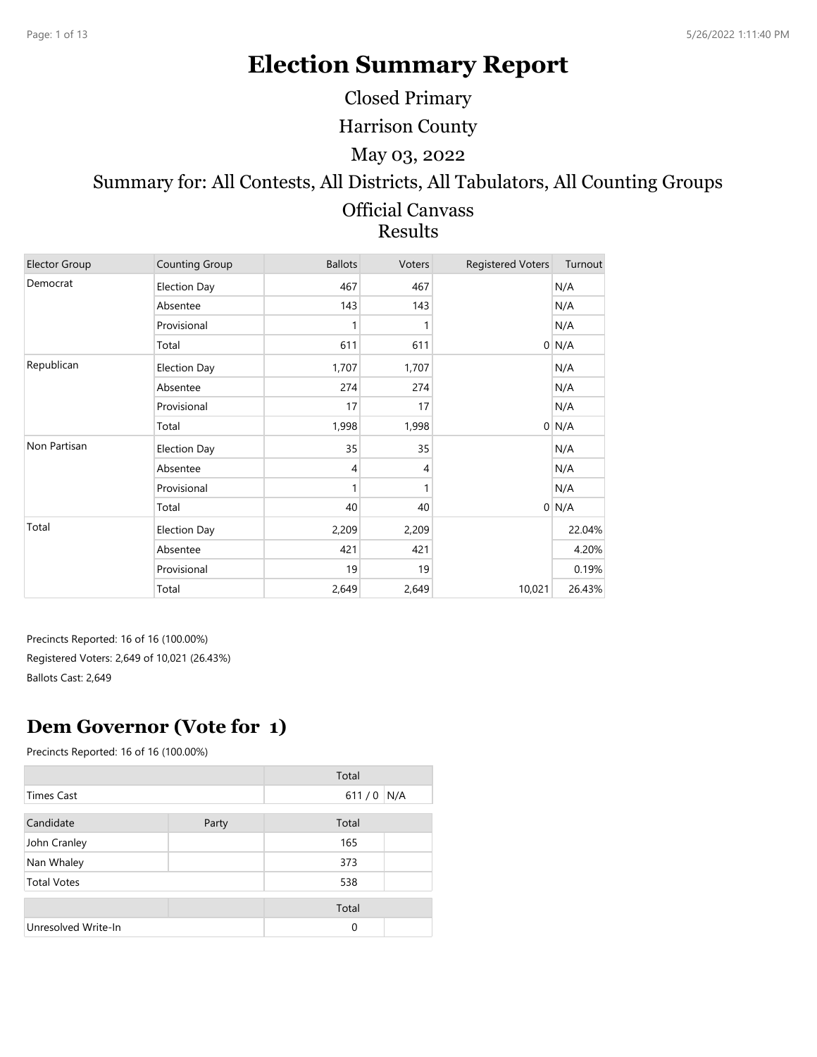# Election Summary Report

Closed Primary

Harrison County

May 03, 2022

Summary for: All Contests, All Districts, All Tabulators, All Counting Groups

Official Canvass

Results

| Elector Group | Counting Group | Ballots | Voters | Registered Voters | Turnout |
|---|---|---|---|---|---|
| Democrat | Election Day | 467 | 467 | | N/A |
| | Absentee | 143 | 143 | | N/A |
| | Provisional | 1 | 1 | | N/A |
| | Total | 611 | 611 | 0 | N/A |
| Republican | Election Day | 1,707 | 1,707 | | N/A |
| | Absentee | 274 | 274 | | N/A |
| | Provisional | 17 | 17 | | N/A |
| | Total | 1,998 | 1,998 | 0 | N/A |
| Non Partisan | Election Day | 35 | 35 | | N/A |
| | Absentee | 4 | 4 | | N/A |
| | Provisional | 1 | 1 | | N/A |
| | Total | 40 | 40 | 0 | N/A |
| Total | Election Day | 2,209 | 2,209 | | 22.04% |
| | Absentee | 421 | 421 | | 4.20% |
| | Provisional | 19 | 19 | | 0.19% |
| | Total | 2,649 | 2,649 | 10,021 | 26.43% |

Precincts Reported: 16 of 16 (100.00%)

Registered Voters: 2,649 of 10,021 (26.43%)

Ballots Cast: 2,649

## Dem Governor (Vote for 1)

Precincts Reported: 16 of 16 (100.00%)

| | Total | |
|---|---|---|
| Times Cast | 611 / 0 | N/A |

| Candidate | Party | Total | |
|---|---|---|---|
| John Cranley | | 165 | |
| Nan Whaley | | 373 | |
| Total Votes | | 538 | |

| | Total | |
|---|---|---|
| Unresolved Write-In | 0 | |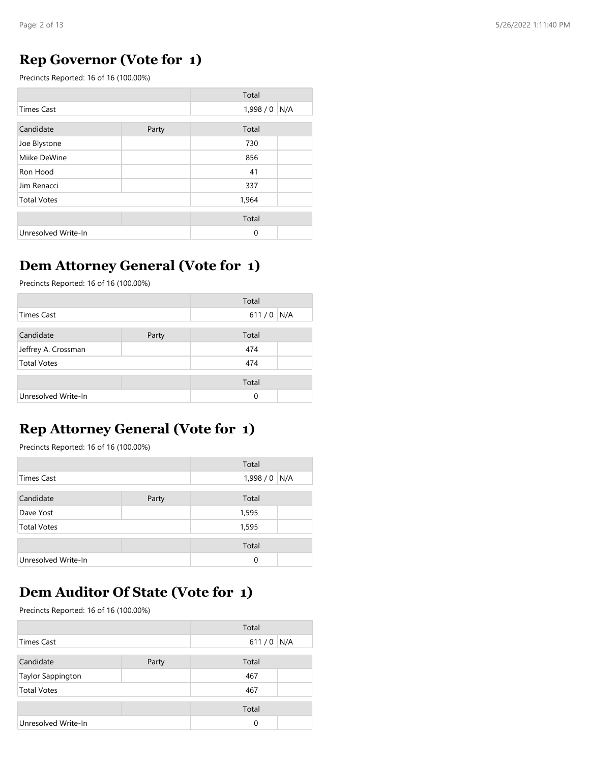## Rep Governor (Vote for 1)

Precincts Reported: 16 of 16 (100.00%)

| | | Total | |
|---|---|---|---|
| Times Cast | | 1,998 / 0 | N/A |

| Candidate | Party | Total | |
|---|---|---|---|
| Joe Blystone | | 730 | |
| Miike DeWine | | 856 | |
| Ron Hood | | 41 | |
| Jim Renacci | | 337 | |
| Total Votes | | 1,964 | |

| | | Total | |
|---|---|---|---|
| Unresolved Write-In | | 0 | |

## Dem Attorney General (Vote for 1)

Precincts Reported: 16 of 16 (100.00%)

| | | Total | |
|---|---|---|---|
| Times Cast | | 611 / 0 | N/A |

| Candidate | Party | Total | |
|---|---|---|---|
| Jeffrey A. Crossman | | 474 | |
| Total Votes | | 474 | |

| | | Total | |
|---|---|---|---|
| Unresolved Write-In | | 0 | |

## Rep Attorney General (Vote for 1)

Precincts Reported: 16 of 16 (100.00%)

| | | Total | |
|---|---|---|---|
| Times Cast | | 1,998 / 0 | N/A |

| Candidate | Party | Total | |
|---|---|---|---|
| Dave Yost | | 1,595 | |
| Total Votes | | 1,595 | |

| | | Total | |
|---|---|---|---|
| Unresolved Write-In | | 0 | |

## Dem Auditor Of State (Vote for 1)

Precincts Reported: 16 of 16 (100.00%)

| | | Total | |
|---|---|---|---|
| Times Cast | | 611 / 0 | N/A |

| Candidate | Party | Total | |
|---|---|---|---|
| Taylor Sappington | | 467 | |
| Total Votes | | 467 | |

| | | Total | |
|---|---|---|---|
| Unresolved Write-In | | 0 | |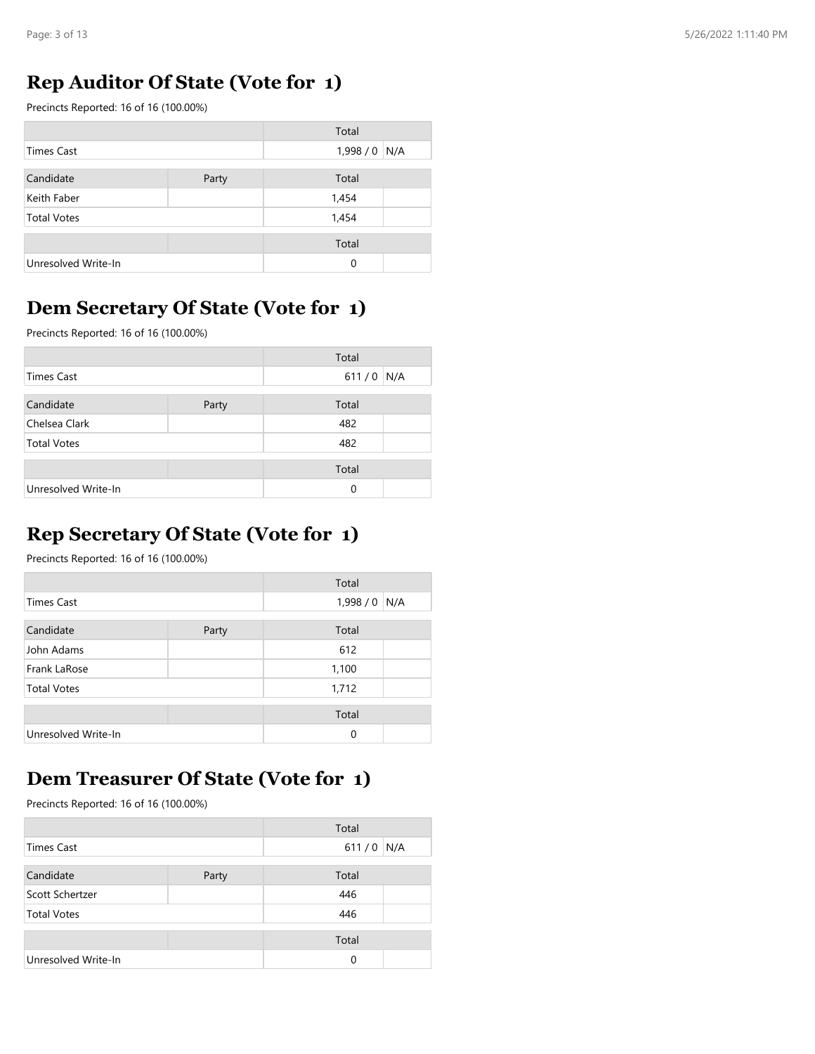## Rep Auditor Of State (Vote for 1)

Precincts Reported: 16 of 16 (100.00%)

| | | Total | |
|---|---|---|---|
| Times Cast | | 1,998 / 0 | N/A |

| Candidate | Party | Total | |
|---|---|---|---|
| Keith Faber | | 1,454 | |
| Total Votes | | 1,454 | |

| | | Total | |
|---|---|---|---|
| Unresolved Write-In | | 0 | |

## Dem Secretary Of State (Vote for 1)

Precincts Reported: 16 of 16 (100.00%)

| | | Total | |
|---|---|---|---|
| Times Cast | | 611 / 0 | N/A |

| Candidate | Party | Total | |
|---|---|---|---|
| Chelsea Clark | | 482 | |
| Total Votes | | 482 | |

| | | Total | |
|---|---|---|---|
| Unresolved Write-In | | 0 | |

## Rep Secretary Of State (Vote for 1)

Precincts Reported: 16 of 16 (100.00%)

| | | Total | |
|---|---|---|---|
| Times Cast | | 1,998 / 0 | N/A |

| Candidate | Party | Total | |
|---|---|---|---|
| John Adams | | 612 | |
| Frank LaRose | | 1,100 | |
| Total Votes | | 1,712 | |

| | | Total | |
|---|---|---|---|
| Unresolved Write-In | | 0 | |

## Dem Treasurer Of State (Vote for 1)

Precincts Reported: 16 of 16 (100.00%)

| | | Total | |
|---|---|---|---|
| Times Cast | | 611 / 0 | N/A |

| Candidate | Party | Total | |
|---|---|---|---|
| Scott Schertzer | | 446 | |
| Total Votes | | 446 | |

| | | Total | |
|---|---|---|---|
| Unresolved Write-In | | 0 | |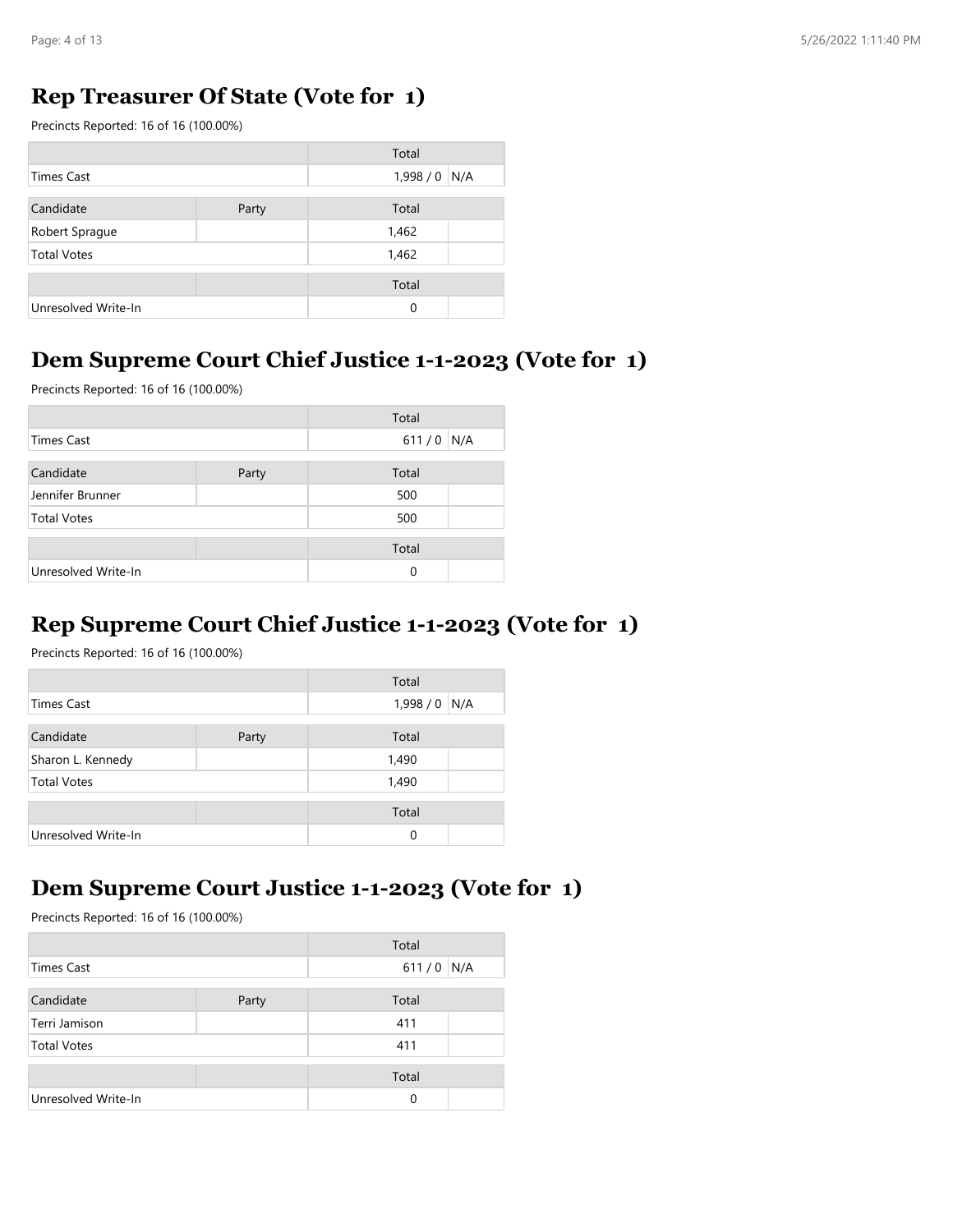## Rep Treasurer Of State (Vote for 1)

Precincts Reported: 16 of 16 (100.00%)

| | | Total | |
|---|---|---|---|
| Times Cast | | 1,998 / 0 | N/A |

| Candidate | Party | Total | |
|---|---|---|---|
| Robert Sprague | | 1,462 | |
| Total Votes | | 1,462 | |

| | | Total | |
|---|---|---|---|
| Unresolved Write-In | | 0 | |

## Dem Supreme Court Chief Justice 1-1-2023 (Vote for 1)

Precincts Reported: 16 of 16 (100.00%)

| | | Total | |
|---|---|---|---|
| Times Cast | | 611 / 0 | N/A |

| Candidate | Party | Total | |
|---|---|---|---|
| Jennifer Brunner | | 500 | |
| Total Votes | | 500 | |

| | | Total | |
|---|---|---|---|
| Unresolved Write-In | | 0 | |

## Rep Supreme Court Chief Justice 1-1-2023 (Vote for 1)

Precincts Reported: 16 of 16 (100.00%)

| | | Total | |
|---|---|---|---|
| Times Cast | | 1,998 / 0 | N/A |

| Candidate | Party | Total | |
|---|---|---|---|
| Sharon L. Kennedy | | 1,490 | |
| Total Votes | | 1,490 | |

| | | Total | |
|---|---|---|---|
| Unresolved Write-In | | 0 | |

## Dem Supreme Court Justice 1-1-2023 (Vote for 1)

Precincts Reported: 16 of 16 (100.00%)

| | | Total | |
|---|---|---|---|
| Times Cast | | 611 / 0 | N/A |

| Candidate | Party | Total | |
|---|---|---|---|
| Terri Jamison | | 411 | |
| Total Votes | | 411 | |

| | | Total | |
|---|---|---|---|
| Unresolved Write-In | | 0 | |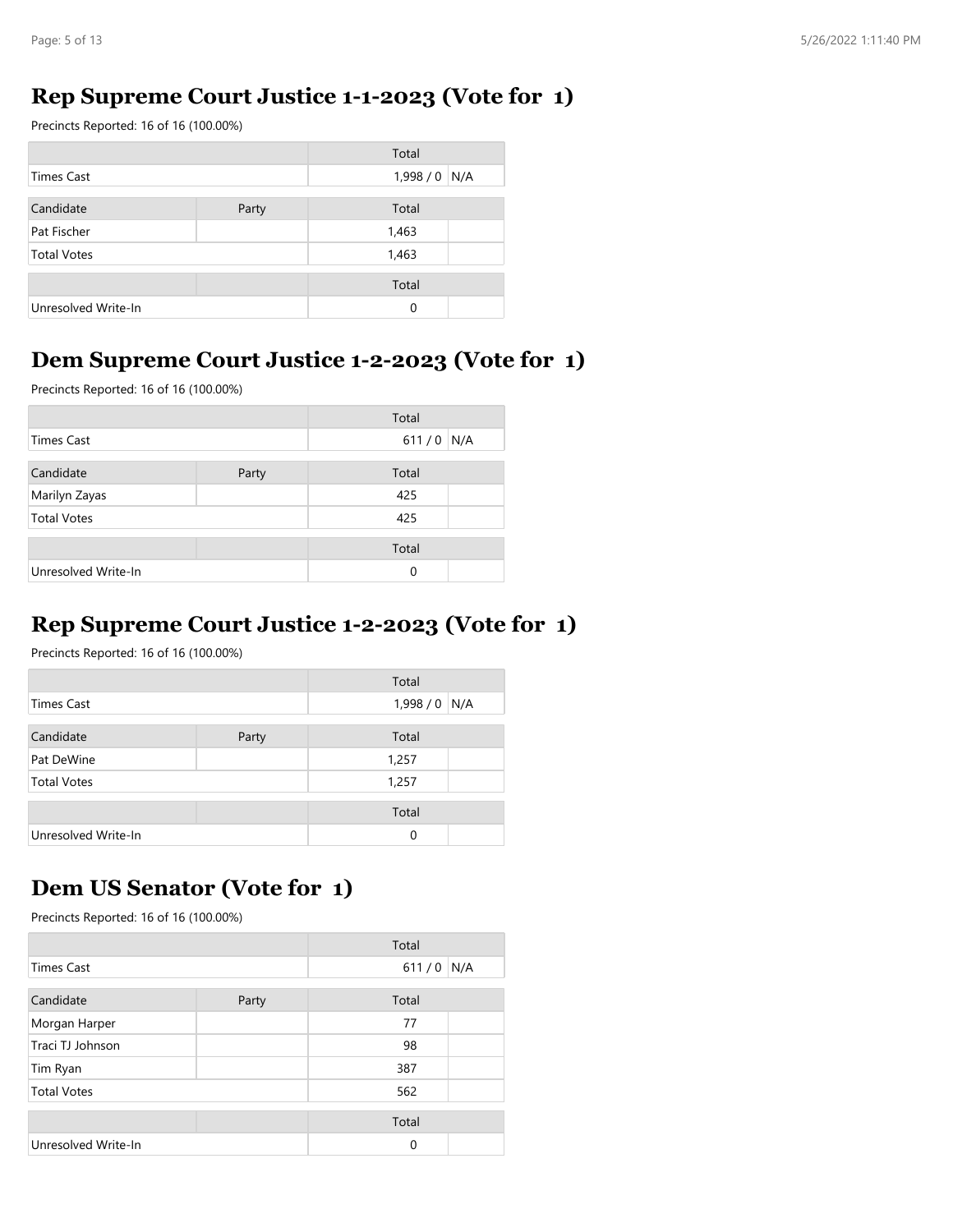## Rep Supreme Court Justice 1-1-2023 (Vote for 1)

Precincts Reported: 16 of 16 (100.00%)

| | | Total | |
|---|---|---|---|
| Times Cast | | 1,998 / 0 | N/A |

| Candidate | Party | Total | |
|---|---|---|---|
| Pat Fischer | | 1,463 | |
| Total Votes | | 1,463 | |

| | | Total | |
|---|---|---|---|
| Unresolved Write-In | | 0 | |

## Dem Supreme Court Justice 1-2-2023 (Vote for 1)

Precincts Reported: 16 of 16 (100.00%)

| | | Total | |
|---|---|---|---|
| Times Cast | | 611 / 0 | N/A |

| Candidate | Party | Total | |
|---|---|---|---|
| Marilyn Zayas | | 425 | |
| Total Votes | | 425 | |

| | | Total | |
|---|---|---|---|
| Unresolved Write-In | | 0 | |

## Rep Supreme Court Justice 1-2-2023 (Vote for 1)

Precincts Reported: 16 of 16 (100.00%)

| | | Total | |
|---|---|---|---|
| Times Cast | | 1,998 / 0 | N/A |

| Candidate | Party | Total | |
|---|---|---|---|
| Pat DeWine | | 1,257 | |
| Total Votes | | 1,257 | |

| | | Total | |
|---|---|---|---|
| Unresolved Write-In | | 0 | |

## Dem US Senator (Vote for 1)

Precincts Reported: 16 of 16 (100.00%)

| | | Total | |
|---|---|---|---|
| Times Cast | | 611 / 0 | N/A |

| Candidate | Party | Total | |
|---|---|---|---|
| Morgan Harper | | 77 | |
| Traci TJ Johnson | | 98 | |
| Tim Ryan | | 387 | |
| Total Votes | | 562 | |

| | | Total | |
|---|---|---|---|
| Unresolved Write-In | | 0 | |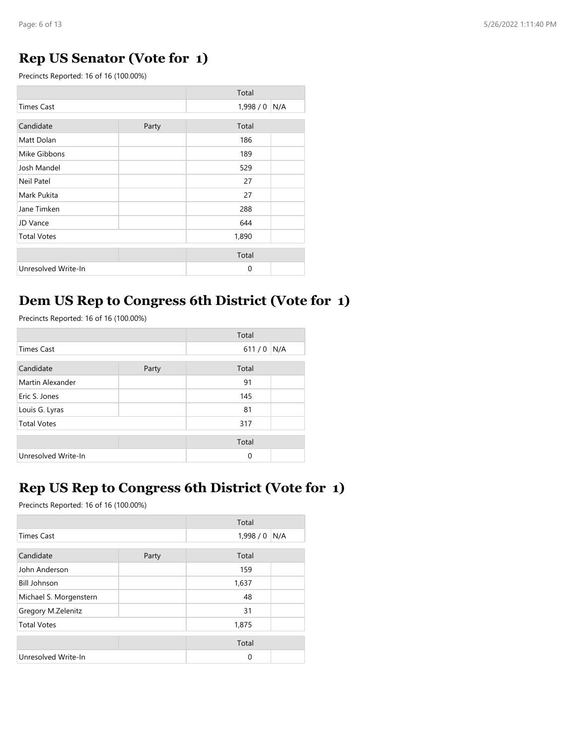## Rep US Senator (Vote for 1)

Precincts Reported: 16 of 16 (100.00%)

| | Total | |
|---|---|---|
| Times Cast | 1,998 / 0 | N/A |

| Candidate | Party | Total | |
|---|---|---|---|
| Matt Dolan | | 186 | |
| Mike Gibbons | | 189 | |
| Josh Mandel | | 529 | |
| Neil Patel | | 27 | |
| Mark Pukita | | 27 | |
| Jane Timken | | 288 | |
| JD Vance | | 644 | |
| Total Votes | | 1,890 | |

| | | Total | |
|---|---|---|---|
| Unresolved Write-In | | 0 | |

## Dem US Rep to Congress 6th District (Vote for 1)

Precincts Reported: 16 of 16 (100.00%)

| | Total | |
|---|---|---|
| Times Cast | 611 / 0 | N/A |

| Candidate | Party | Total | |
|---|---|---|---|
| Martin Alexander | | 91 | |
| Eric S. Jones | | 145 | |
| Louis G. Lyras | | 81 | |
| Total Votes | | 317 | |

| | | Total | |
|---|---|---|---|
| Unresolved Write-In | | 0 | |

## Rep US Rep to Congress 6th District (Vote for 1)

Precincts Reported: 16 of 16 (100.00%)

| | Total | |
|---|---|---|
| Times Cast | 1,998 / 0 | N/A |

| Candidate | Party | Total | |
|---|---|---|---|
| John Anderson | | 159 | |
| Bill Johnson | | 1,637 | |
| Michael S. Morgenstern | | 48 | |
| Gregory M.Zelenitz | | 31 | |
| Total Votes | | 1,875 | |

| | | Total | |
|---|---|---|---|
| Unresolved Write-In | | 0 | |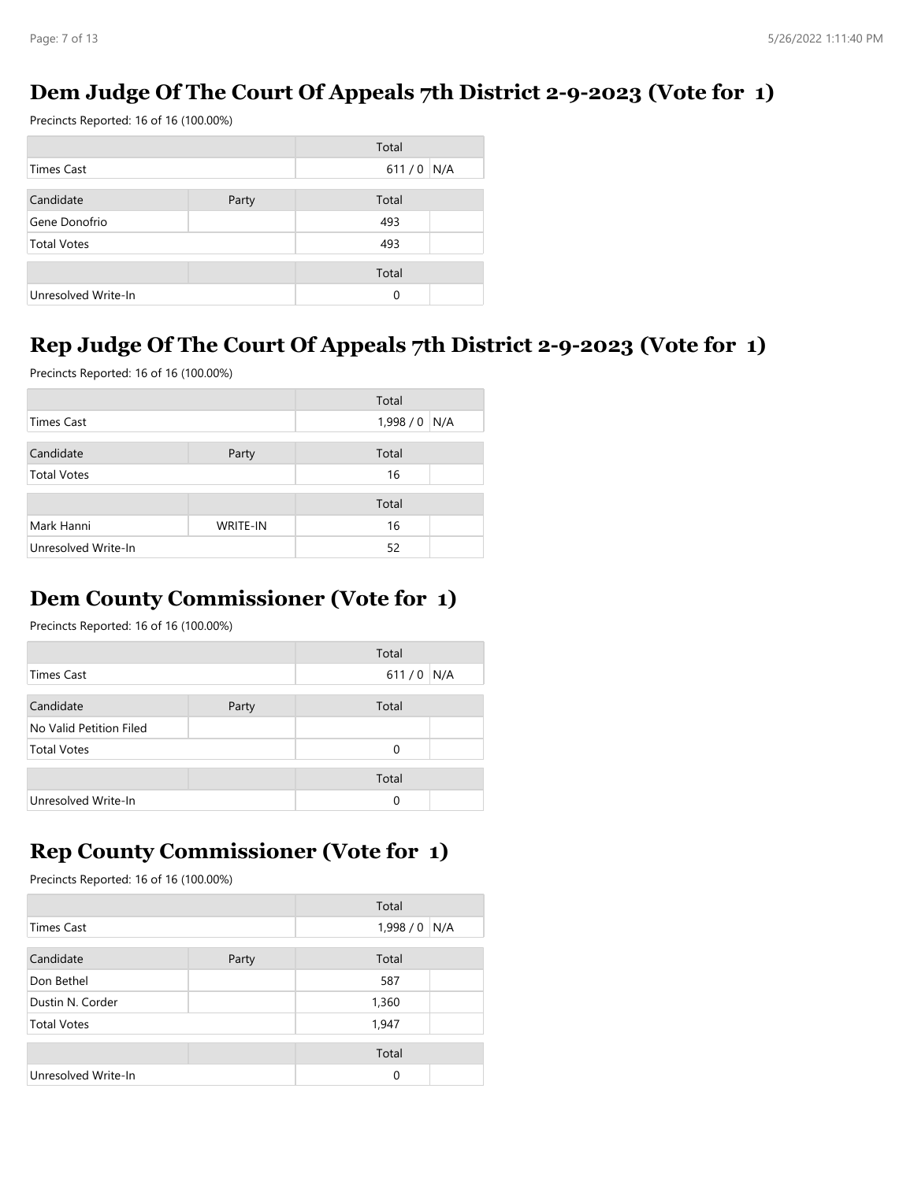## Dem Judge Of The Court Of Appeals 7th District 2-9-2023 (Vote for 1)

Precincts Reported: 16 of 16 (100.00%)

| | | Total | |
|---|---|---|---|
| Times Cast | | 611 / 0 | N/A |

| Candidate | Party | Total | |
|---|---|---|---|
| Gene Donofrio | | 493 | |
| Total Votes | | 493 | |

| | | Total | |
|---|---|---|---|
| Unresolved Write-In | | 0 | |

## Rep Judge Of The Court Of Appeals 7th District 2-9-2023 (Vote for 1)

Precincts Reported: 16 of 16 (100.00%)

| | | Total | |
|---|---|---|---|
| Times Cast | | 1,998 / 0 | N/A |

| Candidate | Party | Total | |
|---|---|---|---|
| Total Votes | | 16 | |

| | | Total | |
|---|---|---|---|
| Mark Hanni | WRITE-IN | 16 | |
| Unresolved Write-In | | 52 | |

## Dem County Commissioner (Vote for 1)

Precincts Reported: 16 of 16 (100.00%)

| | | Total | |
|---|---|---|---|
| Times Cast | | 611 / 0 | N/A |

| Candidate | Party | Total | |
|---|---|---|---|
| No Valid Petition Filed | | | |
| Total Votes | | 0 | |

| | | Total | |
|---|---|---|---|
| Unresolved Write-In | | 0 | |

## Rep County Commissioner (Vote for 1)

Precincts Reported: 16 of 16 (100.00%)

| | | Total | |
|---|---|---|---|
| Times Cast | | 1,998 / 0 | N/A |

| Candidate | Party | Total | |
|---|---|---|---|
| Don Bethel | | 587 | |
| Dustin N. Corder | | 1,360 | |
| Total Votes | | 1,947 | |

| | | Total | |
|---|---|---|---|
| Unresolved Write-In | | 0 | |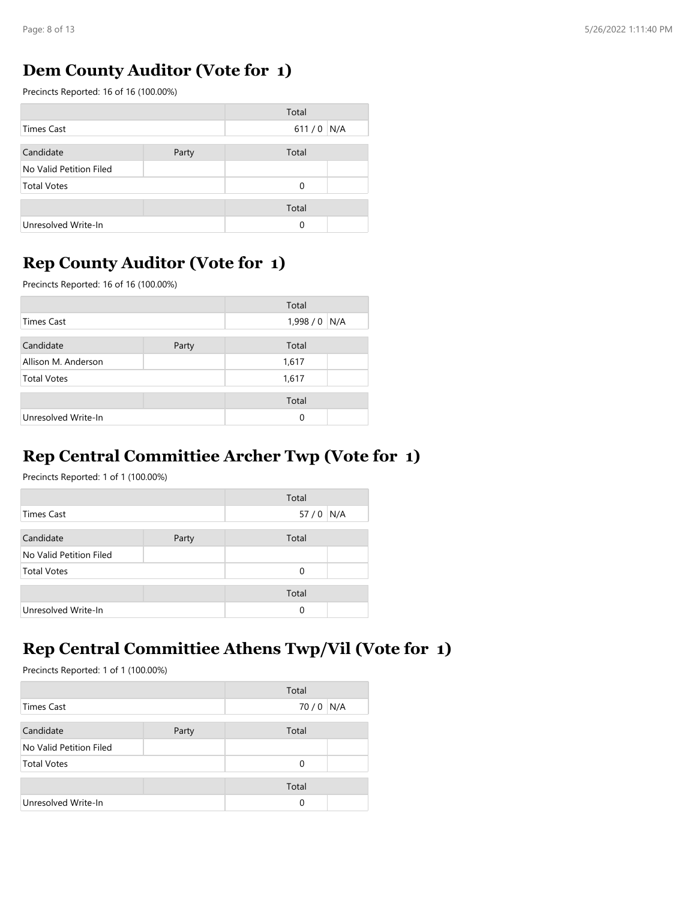## Dem County Auditor (Vote for 1)

Precincts Reported: 16 of 16 (100.00%)

| | Total | |
|---|---|---|
| Times Cast | 611 / 0 | N/A |

| Candidate | Party | Total | |
|---|---|---|---|
| No Valid Petition Filed | | | |
| Total Votes | | 0 | |

| | | Total | |
|---|---|---|---|
| Unresolved Write-In | | 0 | |

## Rep County Auditor (Vote for 1)

Precincts Reported: 16 of 16 (100.00%)

| | Total | |
|---|---|---|
| Times Cast | 1,998 / 0 | N/A |

| Candidate | Party | Total | |
|---|---|---|---|
| Allison M. Anderson | | 1,617 | |
| Total Votes | | 1,617 | |

| | | Total | |
|---|---|---|---|
| Unresolved Write-In | | 0 | |

## Rep Central Committiee Archer Twp (Vote for 1)

Precincts Reported: 1 of 1 (100.00%)

| | Total | |
|---|---|---|
| Times Cast | 57 / 0 | N/A |

| Candidate | Party | Total | |
|---|---|---|---|
| No Valid Petition Filed | | | |
| Total Votes | | 0 | |

| | | Total | |
|---|---|---|---|
| Unresolved Write-In | | 0 | |

## Rep Central Committiee Athens Twp/Vil (Vote for 1)

Precincts Reported: 1 of 1 (100.00%)

| | Total | |
|---|---|---|
| Times Cast | 70 / 0 | N/A |

| Candidate | Party | Total | |
|---|---|---|---|
| No Valid Petition Filed | | | |
| Total Votes | | 0 | |

| | | Total | |
|---|---|---|---|
| Unresolved Write-In | | 0 | |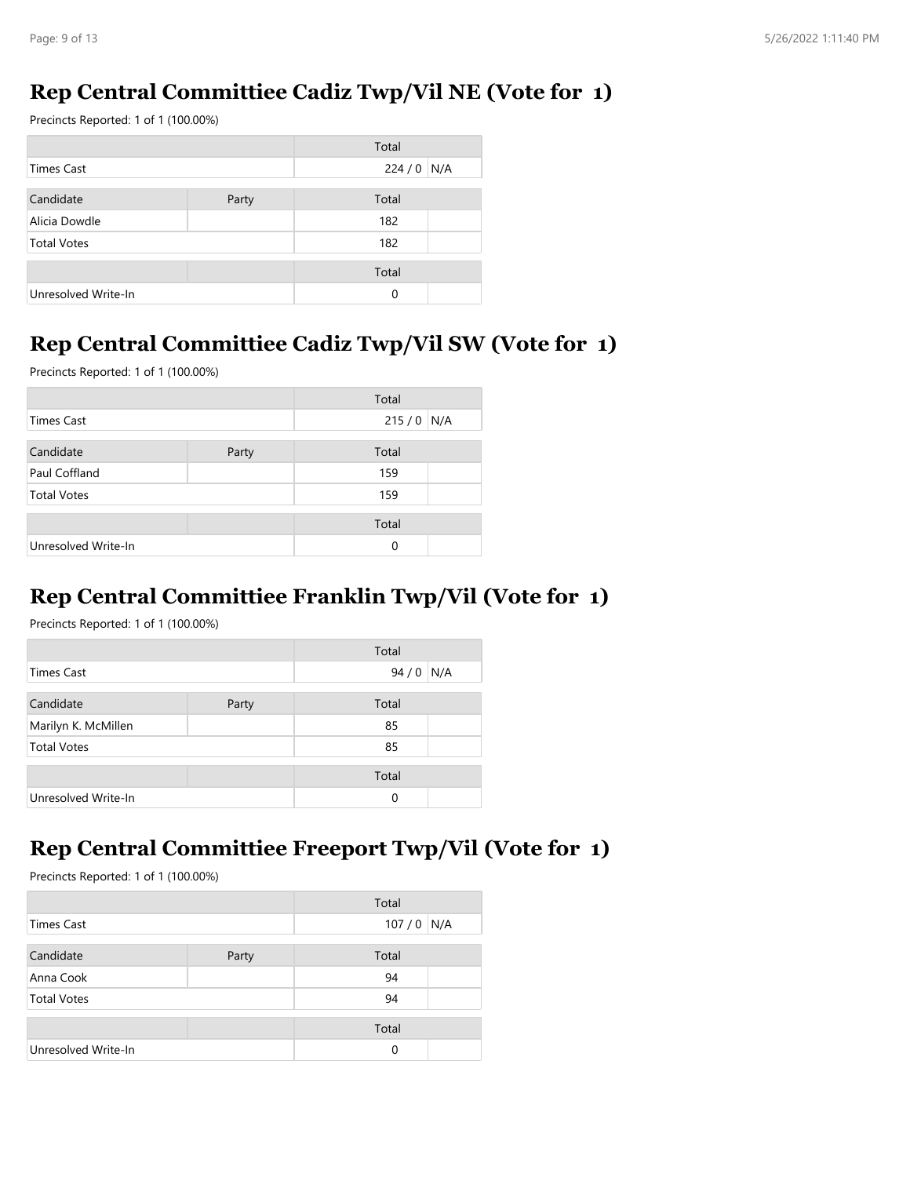## Rep Central Committiee Cadiz Twp/Vil NE (Vote for 1)

Precincts Reported: 1 of 1 (100.00%)

| | | Total | |
|---|---|---|---|
| Times Cast | | 224 / 0 | N/A |

| Candidate | Party | Total | |
|---|---|---|---|
| Alicia Dowdle | | 182 | |
| Total Votes | | 182 | |

| | | Total | |
|---|---|---|---|
| Unresolved Write-In | | 0 | |

## Rep Central Committiee Cadiz Twp/Vil SW (Vote for 1)

Precincts Reported: 1 of 1 (100.00%)

| | | Total | |
|---|---|---|---|
| Times Cast | | 215 / 0 | N/A |

| Candidate | Party | Total | |
|---|---|---|---|
| Paul Coffland | | 159 | |
| Total Votes | | 159 | |

| | | Total | |
|---|---|---|---|
| Unresolved Write-In | | 0 | |

## Rep Central Committiee Franklin Twp/Vil (Vote for 1)

Precincts Reported: 1 of 1 (100.00%)

| | | Total | |
|---|---|---|---|
| Times Cast | | 94 / 0 | N/A |

| Candidate | Party | Total | |
|---|---|---|---|
| Marilyn K. McMillen | | 85 | |
| Total Votes | | 85 | |

| | | Total | |
|---|---|---|---|
| Unresolved Write-In | | 0 | |

## Rep Central Committiee Freeport Twp/Vil (Vote for 1)

Precincts Reported: 1 of 1 (100.00%)

| | | Total | |
|---|---|---|---|
| Times Cast | | 107 / 0 | N/A |

| Candidate | Party | Total | |
|---|---|---|---|
| Anna Cook | | 94 | |
| Total Votes | | 94 | |

| | | Total | |
|---|---|---|---|
| Unresolved Write-In | | 0 | |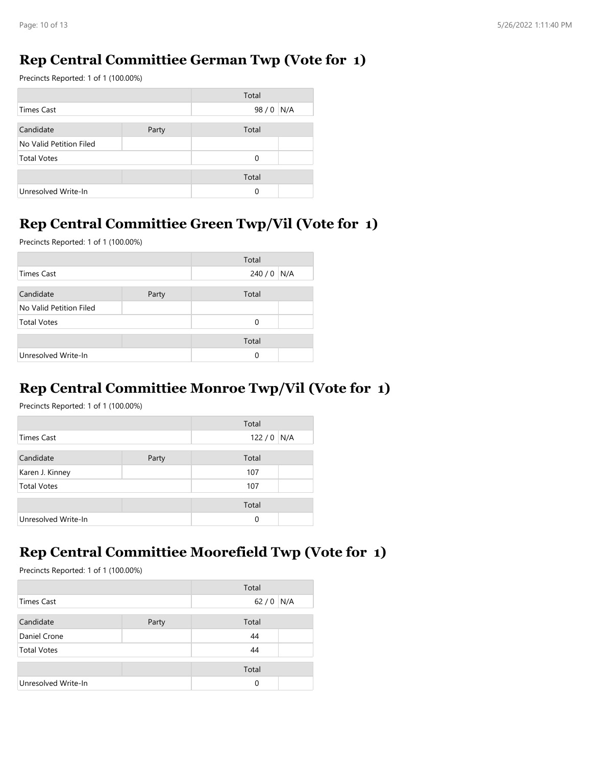## Rep Central Committiee German Twp (Vote for 1)

Precincts Reported: 1 of 1 (100.00%)

| | Total | |
|---|---|---|
| Times Cast | 98 / 0 | N/A |

| Candidate | Party | Total | |
|---|---|---|---|
| No Valid Petition Filed | | | |
| Total Votes | | 0 | |

| | | Total | |
|---|---|---|---|
| Unresolved Write-In | | 0 | |

## Rep Central Committiee Green Twp/Vil (Vote for 1)

Precincts Reported: 1 of 1 (100.00%)

| | Total | |
|---|---|---|
| Times Cast | 240 / 0 | N/A |

| Candidate | Party | Total | |
|---|---|---|---|
| No Valid Petition Filed | | | |
| Total Votes | | 0 | |

| | | Total | |
|---|---|---|---|
| Unresolved Write-In | | 0 | |

## Rep Central Committiee Monroe Twp/Vil (Vote for 1)

Precincts Reported: 1 of 1 (100.00%)

| | Total | |
|---|---|---|
| Times Cast | 122 / 0 | N/A |

| Candidate | Party | Total | |
|---|---|---|---|
| Karen J. Kinney | | 107 | |
| Total Votes | | 107 | |

| | | Total | |
|---|---|---|---|
| Unresolved Write-In | | 0 | |

## Rep Central Committiee Moorefield Twp (Vote for 1)

Precincts Reported: 1 of 1 (100.00%)

| | Total | |
|---|---|---|
| Times Cast | 62 / 0 | N/A |

| Candidate | Party | Total | |
|---|---|---|---|
| Daniel Crone | | 44 | |
| Total Votes | | 44 | |

| | | Total | |
|---|---|---|---|
| Unresolved Write-In | | 0 | |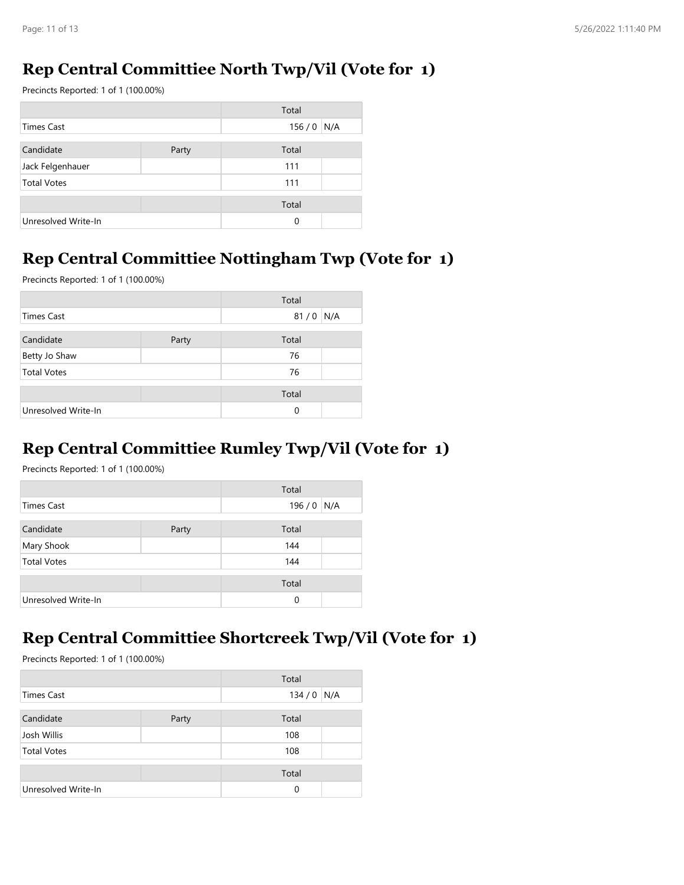## Rep Central Committiee North Twp/Vil (Vote for 1)

Precincts Reported: 1 of 1 (100.00%)

| | | Total | |
|---|---|---|---|
| Times Cast | | 156 / 0 | N/A |

| Candidate | Party | Total | |
|---|---|---|---|
| Jack Felgenhauer | | 111 | |
| Total Votes | | 111 | |

| | | Total | |
|---|---|---|---|
| Unresolved Write-In | | 0 | |

## Rep Central Committiee Nottingham Twp (Vote for 1)

Precincts Reported: 1 of 1 (100.00%)

| | | Total | |
|---|---|---|---|
| Times Cast | | 81 / 0 | N/A |

| Candidate | Party | Total | |
|---|---|---|---|
| Betty Jo Shaw | | 76 | |
| Total Votes | | 76 | |

| | | Total | |
|---|---|---|---|
| Unresolved Write-In | | 0 | |

## Rep Central Committiee Rumley Twp/Vil (Vote for 1)

Precincts Reported: 1 of 1 (100.00%)

| | | Total | |
|---|---|---|---|
| Times Cast | | 196 / 0 | N/A |

| Candidate | Party | Total | |
|---|---|---|---|
| Mary Shook | | 144 | |
| Total Votes | | 144 | |

| | | Total | |
|---|---|---|---|
| Unresolved Write-In | | 0 | |

## Rep Central Committiee Shortcreek Twp/Vil (Vote for 1)

Precincts Reported: 1 of 1 (100.00%)

| | | Total | |
|---|---|---|---|
| Times Cast | | 134 / 0 | N/A |

| Candidate | Party | Total | |
|---|---|---|---|
| Josh Willis | | 108 | |
| Total Votes | | 108 | |

| | | Total | |
|---|---|---|---|
| Unresolved Write-In | | 0 | |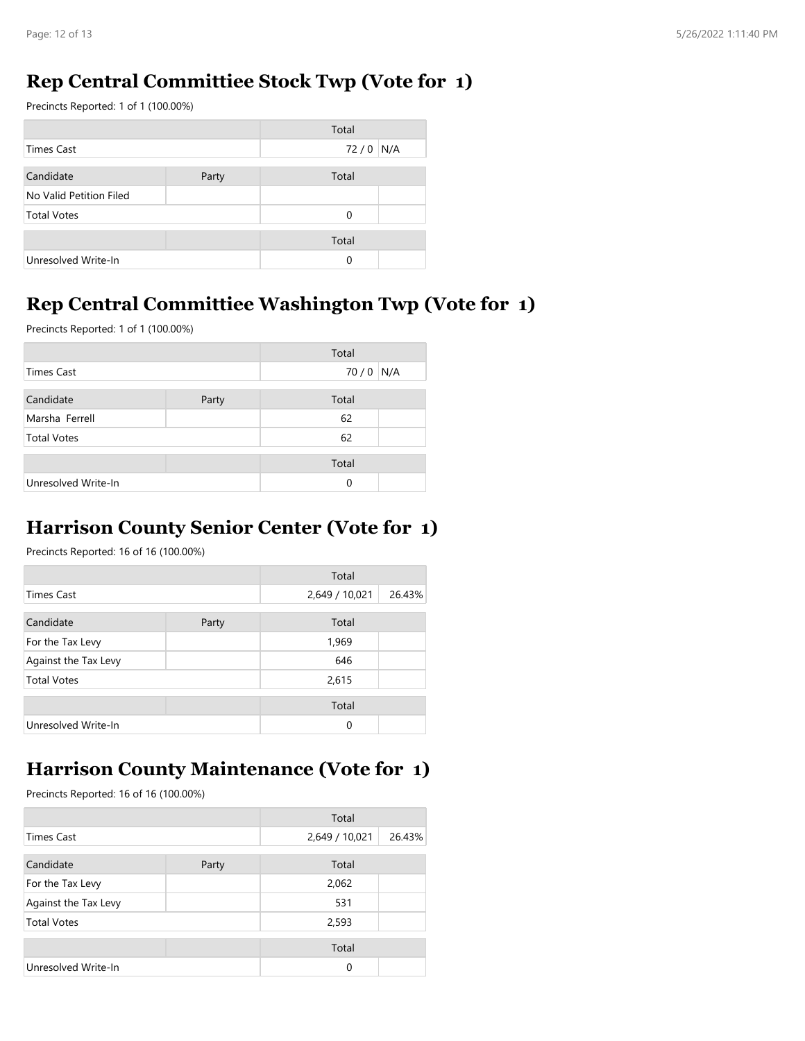## Rep Central Committiee Stock Twp (Vote for 1)

Precincts Reported: 1 of 1 (100.00%)

| | | Total | |
|---|---|---|---|
| Times Cast | | 72 / 0 | N/A |

| Candidate | Party | Total | |
|---|---|---|---|
| No Valid Petition Filed | | | |
| Total Votes | | 0 | |

| | | Total | |
|---|---|---|---|
| Unresolved Write-In | | 0 | |

## Rep Central Committiee Washington Twp (Vote for 1)

Precincts Reported: 1 of 1 (100.00%)

| | | Total | |
|---|---|---|---|
| Times Cast | | 70 / 0 | N/A |

| Candidate | Party | Total | |
|---|---|---|---|
| Marsha Ferrell | | 62 | |
| Total Votes | | 62 | |

| | | Total | |
|---|---|---|---|
| Unresolved Write-In | | 0 | |

## Harrison County Senior Center (Vote for 1)

Precincts Reported: 16 of 16 (100.00%)

| | | Total | |
|---|---|---|---|
| Times Cast | | 2,649 / 10,021 | 26.43% |

| Candidate | Party | Total | |
|---|---|---|---|
| For the Tax Levy | | 1,969 | |
| Against the Tax Levy | | 646 | |
| Total Votes | | 2,615 | |

| | | Total | |
|---|---|---|---|
| Unresolved Write-In | | 0 | |

## Harrison County Maintenance (Vote for 1)

Precincts Reported: 16 of 16 (100.00%)

| | | Total | |
|---|---|---|---|
| Times Cast | | 2,649 / 10,021 | 26.43% |

| Candidate | Party | Total | |
|---|---|---|---|
| For the Tax Levy | | 2,062 | |
| Against the Tax Levy | | 531 | |
| Total Votes | | 2,593 | |

| | | Total | |
|---|---|---|---|
| Unresolved Write-In | | 0 | |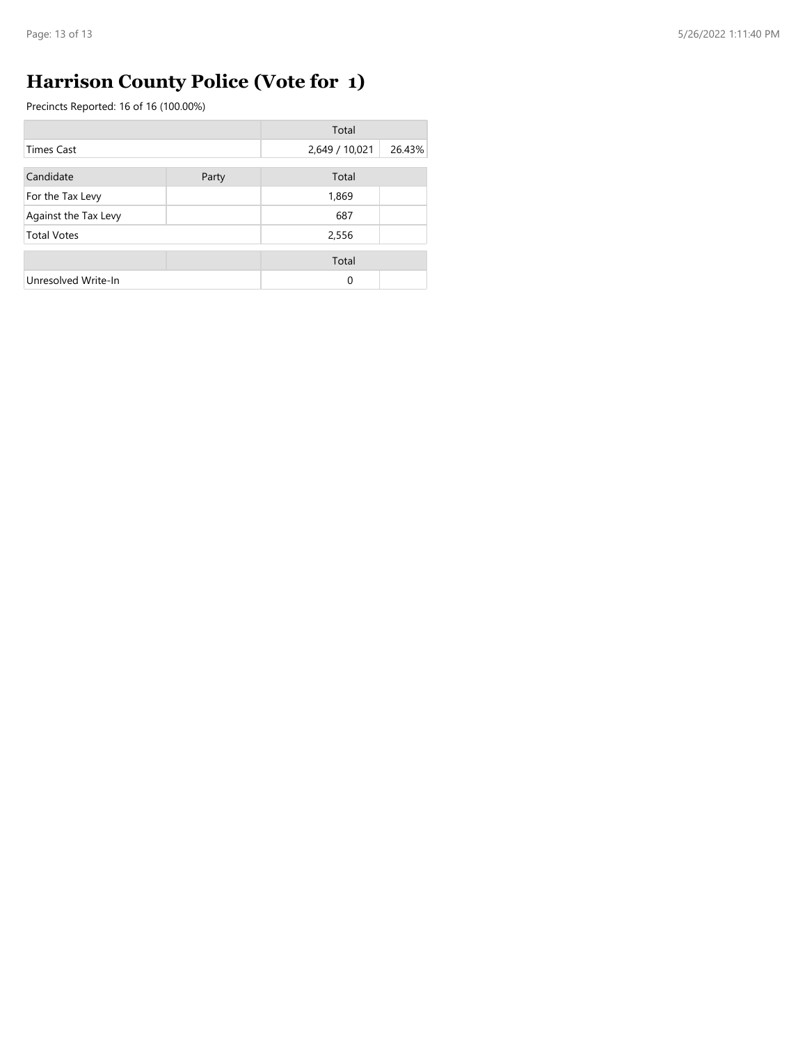# Harrison County Police (Vote for 1)

Precincts Reported: 16 of 16 (100.00%)

| | | Total | |
|---|---|---|---|
| Times Cast | | 2,649 / 10,021 | 26.43% |

| Candidate | Party | Total | |
|---|---|---|---|
| For the Tax Levy | | 1,869 | |
| Against the Tax Levy | | 687 | |
| Total Votes | | 2,556 | |

| | | Total | |
|---|---|---|---|
| Unresolved Write-In | | 0 | |